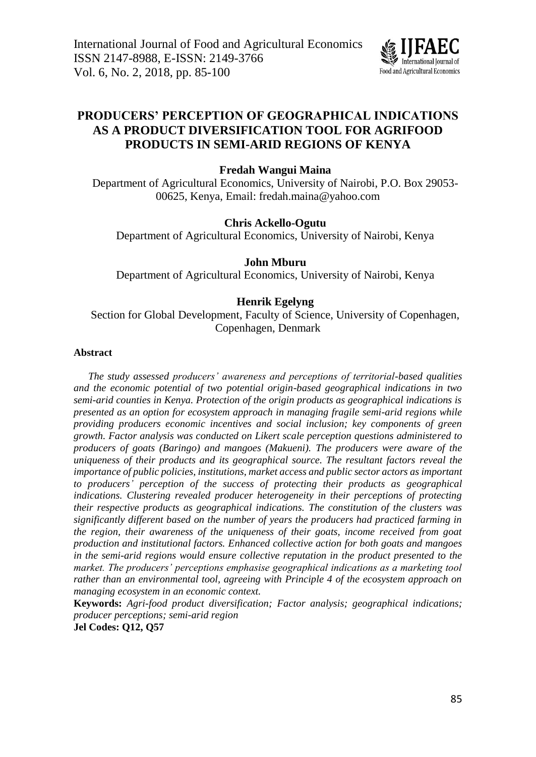# PRODUCERS' PERCEPTION OF GEOGRAPHICAL INDICATIONS AS A PRODUCT DIVERSIFICATION TOOL FOR AGRIFOOD PRODUCTS IN SEMI-ARID REGIONS OF KENYA

**Fredah Wangui Maina**

Department of Agricultural Economics, University of Nairobi, P.O. Box 29053-00625, Kenya, Email: fredah.maina@yahoo.com

**Chris Ackello-Ogutu**

Department of Agricultural Economics, University of Nairobi, Kenya

**John Mburu**

Department of Agricultural Economics, University of Nairobi, Kenya

**Henrik Egelyng**

Section for Global Development, Faculty of Science, University of Copenhagen, Copenhagen, Denmark

### Abstract

*The study assessed producers' awareness and perceptions of territorial-based qualities and the economic potential of two potential origin-based geographical indications in two semi-arid counties in Kenya. Protection of the origin products as geographical indications is presented as an option for ecosystem approach in managing fragile semi-arid regions while providing producers economic incentives and social inclusion; key components of green growth. Factor analysis was conducted on Likert scale perception questions administered to producers of goats (Baringo) and mangoes (Makueni). The producers were aware of the uniqueness of their products and its geographical source. The resultant factors reveal the importance of public policies, institutions, market access and public sector actors as important to producers' perception of the success of protecting their products as geographical indications. Clustering revealed producer heterogeneity in their perceptions of protecting their respective products as geographical indications. The constitution of the clusters was significantly different based on the number of years the producers had practiced farming in the region, their awareness of the uniqueness of their goats, income received from goat production and institutional factors. Enhanced collective action for both goats and mangoes in the semi-arid regions would ensure collective reputation in the product presented to the market. The producers' perceptions emphasise geographical indications as a marketing tool rather than an environmental tool, agreeing with Principle 4 of the ecosystem approach on managing ecosystem in an economic context.*

**Keywords:** *Agri-food product diversification; Factor analysis; geographical indications; producer perceptions; semi-arid region*

**Jel Codes: Q12, Q57**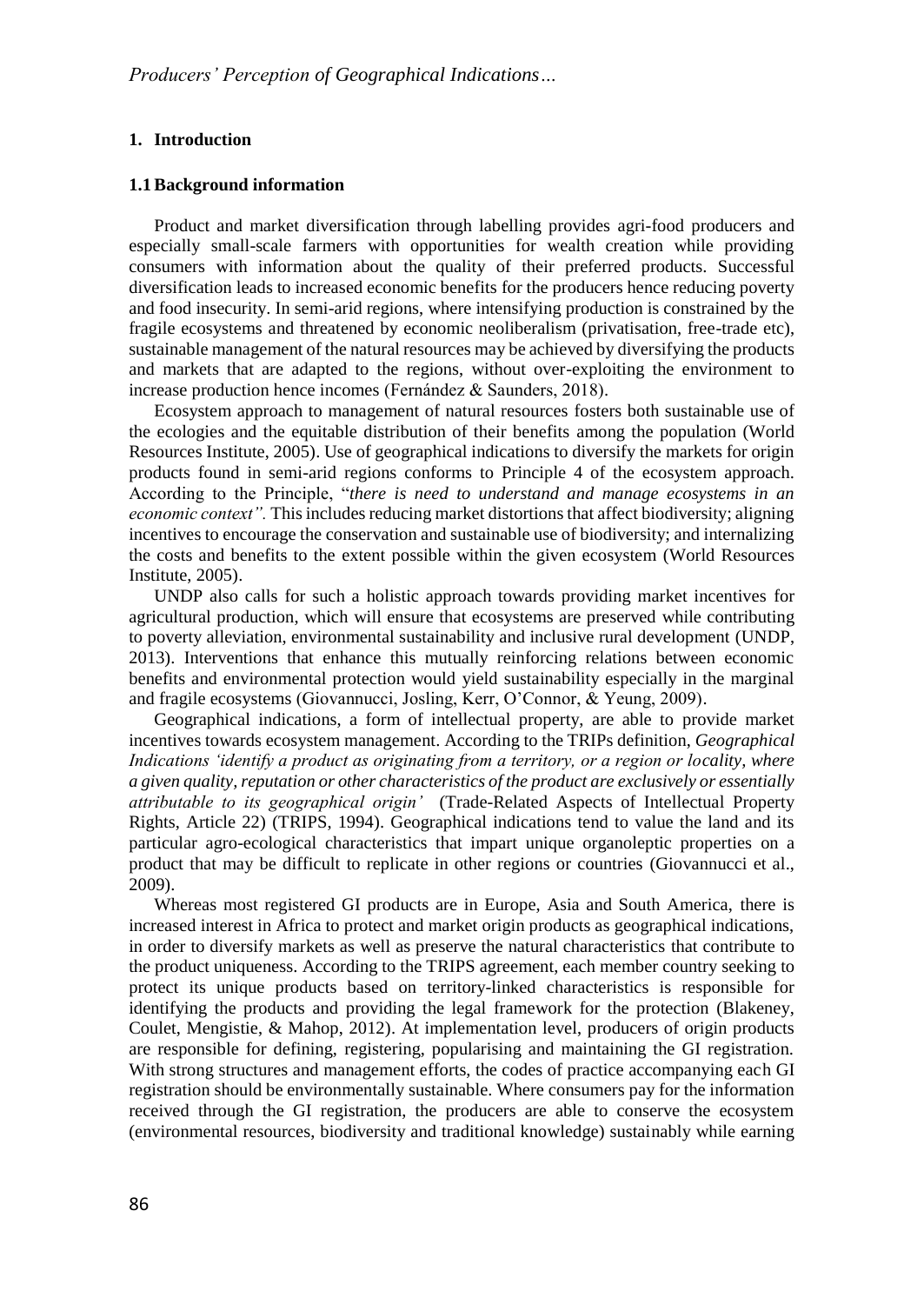## 1. Introduction

### 1.1 Background information

Product and market diversification through labelling provides agri-food producers and especially small-scale farmers with opportunities for wealth creation while providing consumers with information about the quality of their preferred products. Successful diversification leads to increased economic benefits for the producers hence reducing poverty and food insecurity. In semi-arid regions, where intensifying production is constrained by the fragile ecosystems and threatened by economic neoliberalism (privatisation, free-trade etc), sustainable management of the natural resources may be achieved by diversifying the products and markets that are adapted to the regions, without over-exploiting the environment to increase production hence incomes (Fernández & Saunders, 2018).

Ecosystem approach to management of natural resources fosters both sustainable use of the ecologies and the equitable distribution of their benefits among the population (World Resources Institute, 2005). Use of geographical indications to diversify the markets for origin products found in semi-arid regions conforms to Principle 4 of the ecosystem approach. According to the Principle, "*there is need to understand and manage ecosystems in an economic context".* This includes reducing market distortions that affect biodiversity; aligning incentives to encourage the conservation and sustainable use of biodiversity; and internalizing the costs and benefits to the extent possible within the given ecosystem (World Resources Institute, 2005).

UNDP also calls for such a holistic approach towards providing market incentives for agricultural production, which will ensure that ecosystems are preserved while contributing to poverty alleviation, environmental sustainability and inclusive rural development (UNDP, 2013). Interventions that enhance this mutually reinforcing relations between economic benefits and environmental protection would yield sustainability especially in the marginal and fragile ecosystems (Giovannucci, Josling, Kerr, O'Connor, & Yeung, 2009).

Geographical indications, a form of intellectual property, are able to provide market incentives towards ecosystem management. According to the TRIPs definition, *Geographical Indications 'identify a product as originating from a territory, or a region or locality, where a given quality, reputation or other characteristics of the product are exclusively or essentially attributable to its geographical origin'* (Trade-Related Aspects of Intellectual Property Rights, Article 22) (TRIPS, 1994). Geographical indications tend to value the land and its particular agro-ecological characteristics that impart unique organoleptic properties on a product that may be difficult to replicate in other regions or countries (Giovannucci et al., 2009).

Whereas most registered GI products are in Europe, Asia and South America, there is increased interest in Africa to protect and market origin products as geographical indications, in order to diversify markets as well as preserve the natural characteristics that contribute to the product uniqueness. According to the TRIPS agreement, each member country seeking to protect its unique products based on territory-linked characteristics is responsible for identifying the products and providing the legal framework for the protection (Blakeney, Coulet, Mengistie, & Mahop, 2012). At implementation level, producers of origin products are responsible for defining, registering, popularising and maintaining the GI registration. With strong structures and management efforts, the codes of practice accompanying each GI registration should be environmentally sustainable. Where consumers pay for the information received through the GI registration, the producers are able to conserve the ecosystem (environmental resources, biodiversity and traditional knowledge) sustainably while earning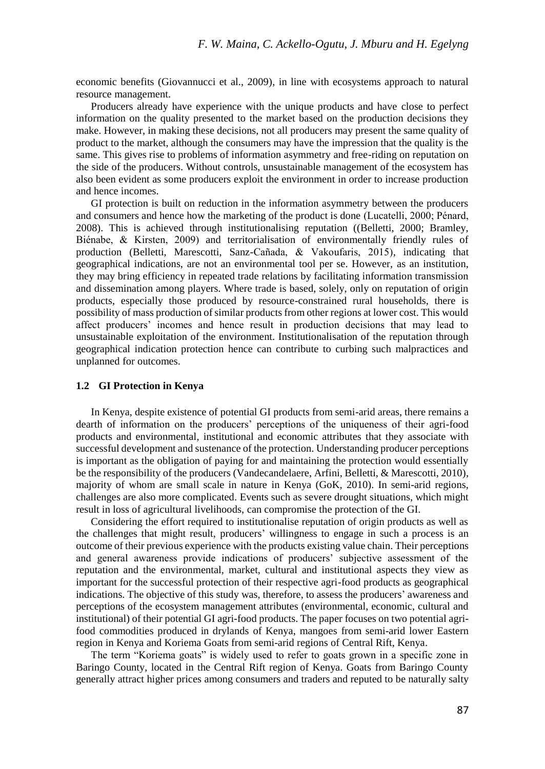economic benefits (Giovannucci et al., 2009), in line with ecosystems approach to natural resource management.

Producers already have experience with the unique products and have close to perfect information on the quality presented to the market based on the production decisions they make. However, in making these decisions, not all producers may present the same quality of product to the market, although the consumers may have the impression that the quality is the same. This gives rise to problems of information asymmetry and free-riding on reputation on the side of the producers. Without controls, unsustainable management of the ecosystem has also been evident as some producers exploit the environment in order to increase production and hence incomes.

GI protection is built on reduction in the information asymmetry between the producers and consumers and hence how the marketing of the product is done (Lucatelli, 2000; Pénard, 2008). This is achieved through institutionalising reputation ((Belletti, 2000; Bramley, Biénabe, & Kirsten, 2009) and territorialisation of environmentally friendly rules of production (Belletti, Marescotti, Sanz-Cañada, & Vakoufaris, 2015), indicating that geographical indications, are not an environmental tool per se. However, as an institution, they may bring efficiency in repeated trade relations by facilitating information transmission and dissemination among players. Where trade is based, solely, only on reputation of origin products, especially those produced by resource-constrained rural households, there is possibility of mass production of similar products from other regions at lower cost. This would affect producers' incomes and hence result in production decisions that may lead to unsustainable exploitation of the environment. Institutionalisation of the reputation through geographical indication protection hence can contribute to curbing such malpractices and unplanned for outcomes.

### 1.2 GI Protection in Kenya

In Kenya, despite existence of potential GI products from semi-arid areas, there remains a dearth of information on the producers' perceptions of the uniqueness of their agri-food products and environmental, institutional and economic attributes that they associate with successful development and sustenance of the protection. Understanding producer perceptions is important as the obligation of paying for and maintaining the protection would essentially be the responsibility of the producers (Vandecandelaere, Arfini, Belletti, & Marescotti, 2010), majority of whom are small scale in nature in Kenya (GoK, 2010). In semi-arid regions, challenges are also more complicated. Events such as severe drought situations, which might result in loss of agricultural livelihoods, can compromise the protection of the GI.

Considering the effort required to institutionalise reputation of origin products as well as the challenges that might result, producers' willingness to engage in such a process is an outcome of their previous experience with the products existing value chain. Their perceptions and general awareness provide indications of producers' subjective assessment of the reputation and the environmental, market, cultural and institutional aspects they view as important for the successful protection of their respective agri-food products as geographical indications. The objective of this study was, therefore, to assess the producers' awareness and perceptions of the ecosystem management attributes (environmental, economic, cultural and institutional) of their potential GI agri-food products. The paper focuses on two potential agri-food commodities produced in drylands of Kenya, mangoes from semi-arid lower Eastern region in Kenya and Koriema Goats from semi-arid regions of Central Rift, Kenya.

The term "Koriema goats" is widely used to refer to goats grown in a specific zone in Baringo County, located in the Central Rift region of Kenya. Goats from Baringo County generally attract higher prices among consumers and traders and reputed to be naturally salty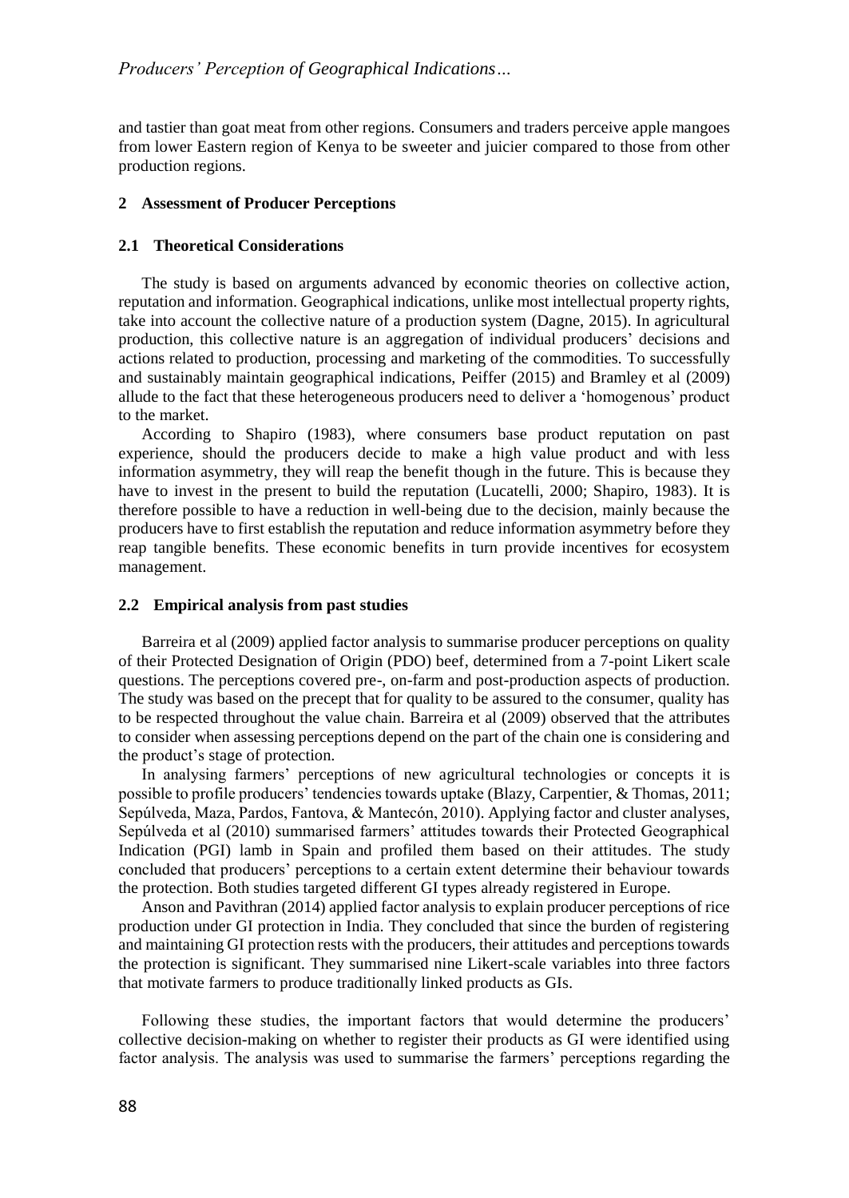and tastier than goat meat from other regions. Consumers and traders perceive apple mangoes from lower Eastern region of Kenya to be sweeter and juicier compared to those from other production regions.

## 2 Assessment of Producer Perceptions

### 2.1 Theoretical Considerations

The study is based on arguments advanced by economic theories on collective action, reputation and information. Geographical indications, unlike most intellectual property rights, take into account the collective nature of a production system (Dagne, 2015). In agricultural production, this collective nature is an aggregation of individual producers' decisions and actions related to production, processing and marketing of the commodities. To successfully and sustainably maintain geographical indications, Peiffer (2015) and Bramley et al (2009) allude to the fact that these heterogeneous producers need to deliver a 'homogenous' product to the market.

According to Shapiro (1983), where consumers base product reputation on past experience, should the producers decide to make a high value product and with less information asymmetry, they will reap the benefit though in the future. This is because they have to invest in the present to build the reputation (Lucatelli, 2000; Shapiro, 1983). It is therefore possible to have a reduction in well-being due to the decision, mainly because the producers have to first establish the reputation and reduce information asymmetry before they reap tangible benefits. These economic benefits in turn provide incentives for ecosystem management.

### 2.2 Empirical analysis from past studies

Barreira et al (2009) applied factor analysis to summarise producer perceptions on quality of their Protected Designation of Origin (PDO) beef, determined from a 7-point Likert scale questions. The perceptions covered pre-, on-farm and post-production aspects of production. The study was based on the precept that for quality to be assured to the consumer, quality has to be respected throughout the value chain. Barreira et al (2009) observed that the attributes to consider when assessing perceptions depend on the part of the chain one is considering and the product's stage of protection.

In analysing farmers' perceptions of new agricultural technologies or concepts it is possible to profile producers' tendencies towards uptake (Blazy, Carpentier, & Thomas, 2011; Sepúlveda, Maza, Pardos, Fantova, & Mantecón, 2010). Applying factor and cluster analyses, Sepúlveda et al (2010) summarised farmers' attitudes towards their Protected Geographical Indication (PGI) lamb in Spain and profiled them based on their attitudes. The study concluded that producers' perceptions to a certain extent determine their behaviour towards the protection. Both studies targeted different GI types already registered in Europe.

Anson and Pavithran (2014) applied factor analysis to explain producer perceptions of rice production under GI protection in India. They concluded that since the burden of registering and maintaining GI protection rests with the producers, their attitudes and perceptions towards the protection is significant. They summarised nine Likert-scale variables into three factors that motivate farmers to produce traditionally linked products as GIs.

Following these studies, the important factors that would determine the producers' collective decision-making on whether to register their products as GI were identified using factor analysis. The analysis was used to summarise the farmers' perceptions regarding the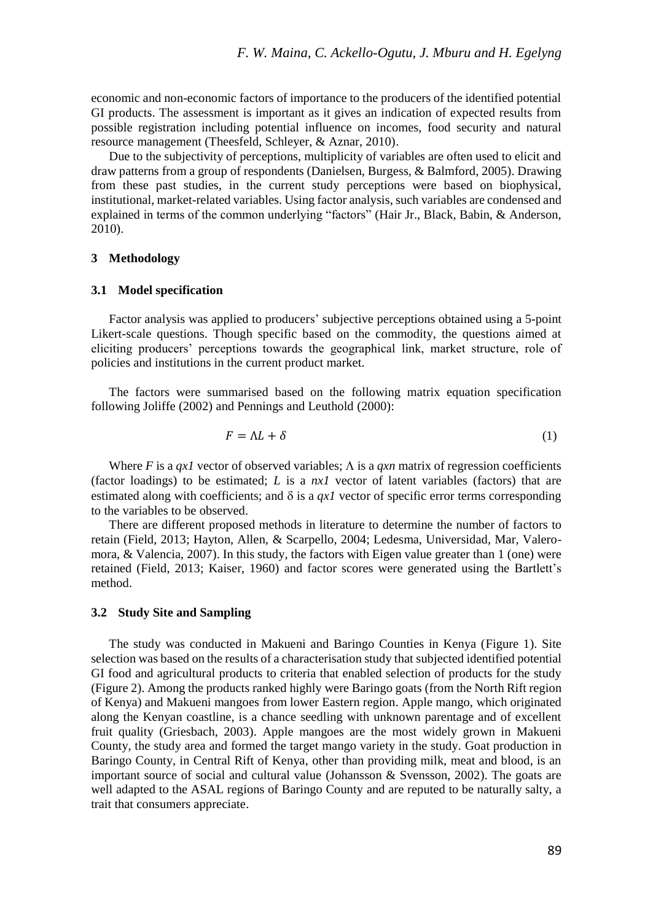economic and non-economic factors of importance to the producers of the identified potential GI products. The assessment is important as it gives an indication of expected results from possible registration including potential influence on incomes, food security and natural resource management (Theesfeld, Schleyer, & Aznar, 2010).

Due to the subjectivity of perceptions, multiplicity of variables are often used to elicit and draw patterns from a group of respondents (Danielsen, Burgess, & Balmford, 2005). Drawing from these past studies, in the current study perceptions were based on biophysical, institutional, market-related variables. Using factor analysis, such variables are condensed and explained in terms of the common underlying "factors" (Hair Jr., Black, Babin, & Anderson, 2010).

## 3 Methodology

### 3.1 Model specification

Factor analysis was applied to producers' subjective perceptions obtained using a 5-point Likert-scale questions. Though specific based on the commodity, the questions aimed at eliciting producers' perceptions towards the geographical link, market structure, role of policies and institutions in the current product market.

The factors were summarised based on the following matrix equation specification following Joliffe (2002) and Pennings and Leuthold (2000):

$$F = \Lambda L + \delta \tag{1}$$

Where $F$ is a $qx1$ vector of observed variables; $\Lambda$ is a $qxn$ matrix of regression coefficients (factor loadings) to be estimated; $L$ is a $nx1$ vector of latent variables (factors) that are estimated along with coefficients; and $\delta$ is a $qx1$ vector of specific error terms corresponding to the variables to be observed.

There are different proposed methods in literature to determine the number of factors to retain (Field, 2013; Hayton, Allen, & Scarpello, 2004; Ledesma, Universidad, Mar, Valero-mora, & Valencia, 2007). In this study, the factors with Eigen value greater than 1 (one) were retained (Field, 2013; Kaiser, 1960) and factor scores were generated using the Bartlett's method.

### 3.2 Study Site and Sampling

The study was conducted in Makueni and Baringo Counties in Kenya (Figure 1). Site selection was based on the results of a characterisation study that subjected identified potential GI food and agricultural products to criteria that enabled selection of products for the study (Figure 2). Among the products ranked highly were Baringo goats (from the North Rift region of Kenya) and Makueni mangoes from lower Eastern region. Apple mango, which originated along the Kenyan coastline, is a chance seedling with unknown parentage and of excellent fruit quality (Griesbach, 2003). Apple mangoes are the most widely grown in Makueni County, the study area and formed the target mango variety in the study. Goat production in Baringo County, in Central Rift of Kenya, other than providing milk, meat and blood, is an important source of social and cultural value (Johansson & Svensson, 2002). The goats are well adapted to the ASAL regions of Baringo County and are reputed to be naturally salty, a trait that consumers appreciate.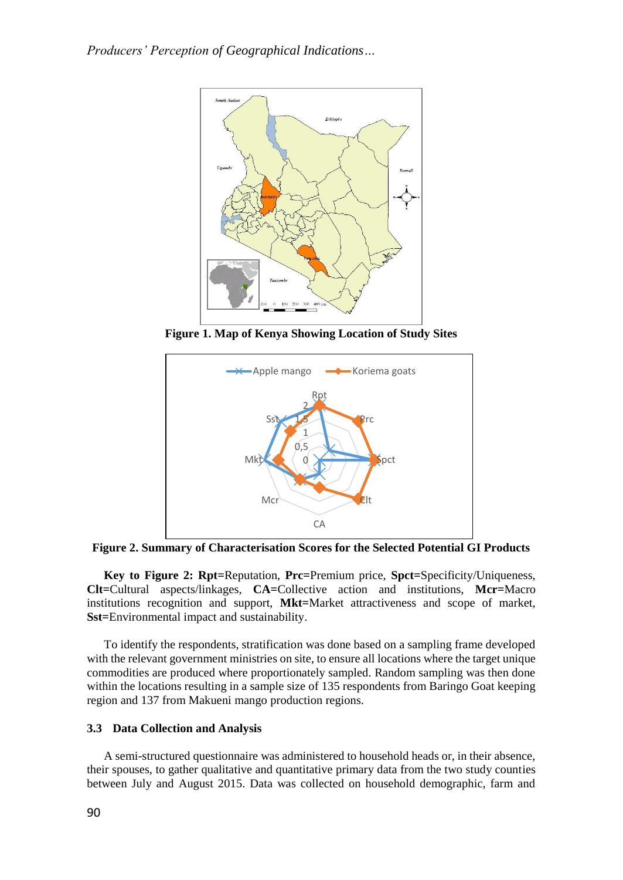Figure 1. Map of Kenya Showing Location of Study Sites

Figure 2. Summary of Characterisation Scores for the Selected Potential GI Products

**Key to Figure 2: Rpt=**Reputation, **Prc=**Premium price, **Spct=**Specificity/Uniqueness, **Clt=**Cultural aspects/linkages, **CA=**Collective action and institutions, **Mcr=**Macro institutions recognition and support, **Mkt=**Market attractiveness and scope of market, **Sst=**Environmental impact and sustainability.

To identify the respondents, stratification was done based on a sampling frame developed with the relevant government ministries on site, to ensure all locations where the target unique commodities are produced where proportionately sampled. Random sampling was then done within the locations resulting in a sample size of 135 respondents from Baringo Goat keeping region and 137 from Makueni mango production regions.

### 3.3 Data Collection and Analysis

A semi-structured questionnaire was administered to household heads or, in their absence, their spouses, to gather qualitative and quantitative primary data from the two study counties between July and August 2015. Data was collected on household demographic, farm and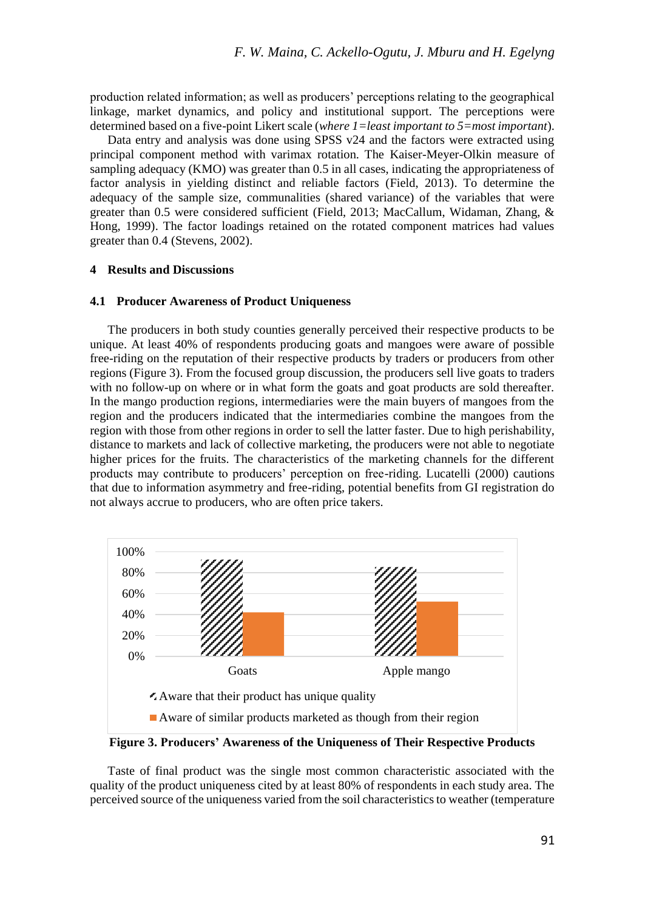production related information; as well as producers' perceptions relating to the geographical linkage, market dynamics, and policy and institutional support. The perceptions were determined based on a five-point Likert scale (*where 1=least important to 5=most important*).

Data entry and analysis was done using SPSS v24 and the factors were extracted using principal component method with varimax rotation. The Kaiser-Meyer-Olkin measure of sampling adequacy (KMO) was greater than 0.5 in all cases, indicating the appropriateness of factor analysis in yielding distinct and reliable factors (Field, 2013). To determine the adequacy of the sample size, communalities (shared variance) of the variables that were greater than 0.5 were considered sufficient (Field, 2013; MacCallum, Widaman, Zhang, & Hong, 1999). The factor loadings retained on the rotated component matrices had values greater than 0.4 (Stevens, 2002).

## 4 Results and Discussions

### 4.1 Producer Awareness of Product Uniqueness

The producers in both study counties generally perceived their respective products to be unique. At least 40% of respondents producing goats and mangoes were aware of possible free-riding on the reputation of their respective products by traders or producers from other regions (Figure 3). From the focused group discussion, the producers sell live goats to traders with no follow-up on where or in what form the goats and goat products are sold thereafter. In the mango production regions, intermediaries were the main buyers of mangoes from the region and the producers indicated that the intermediaries combine the mangoes from the region with those from other regions in order to sell the latter faster. Due to high perishability, distance to markets and lack of collective marketing, the producers were not able to negotiate higher prices for the fruits. The characteristics of the marketing channels for the different products may contribute to producers' perception on free-riding. Lucatelli (2000) cautions that due to information asymmetry and free-riding, potential benefits from GI registration do not always accrue to producers, who are often price takers.

**Figure 3. Producers' Awareness of the Uniqueness of Their Respective Products**

Taste of final product was the single most common characteristic associated with the quality of the product uniqueness cited by at least 80% of respondents in each study area. The perceived source of the uniqueness varied from the soil characteristics to weather (temperature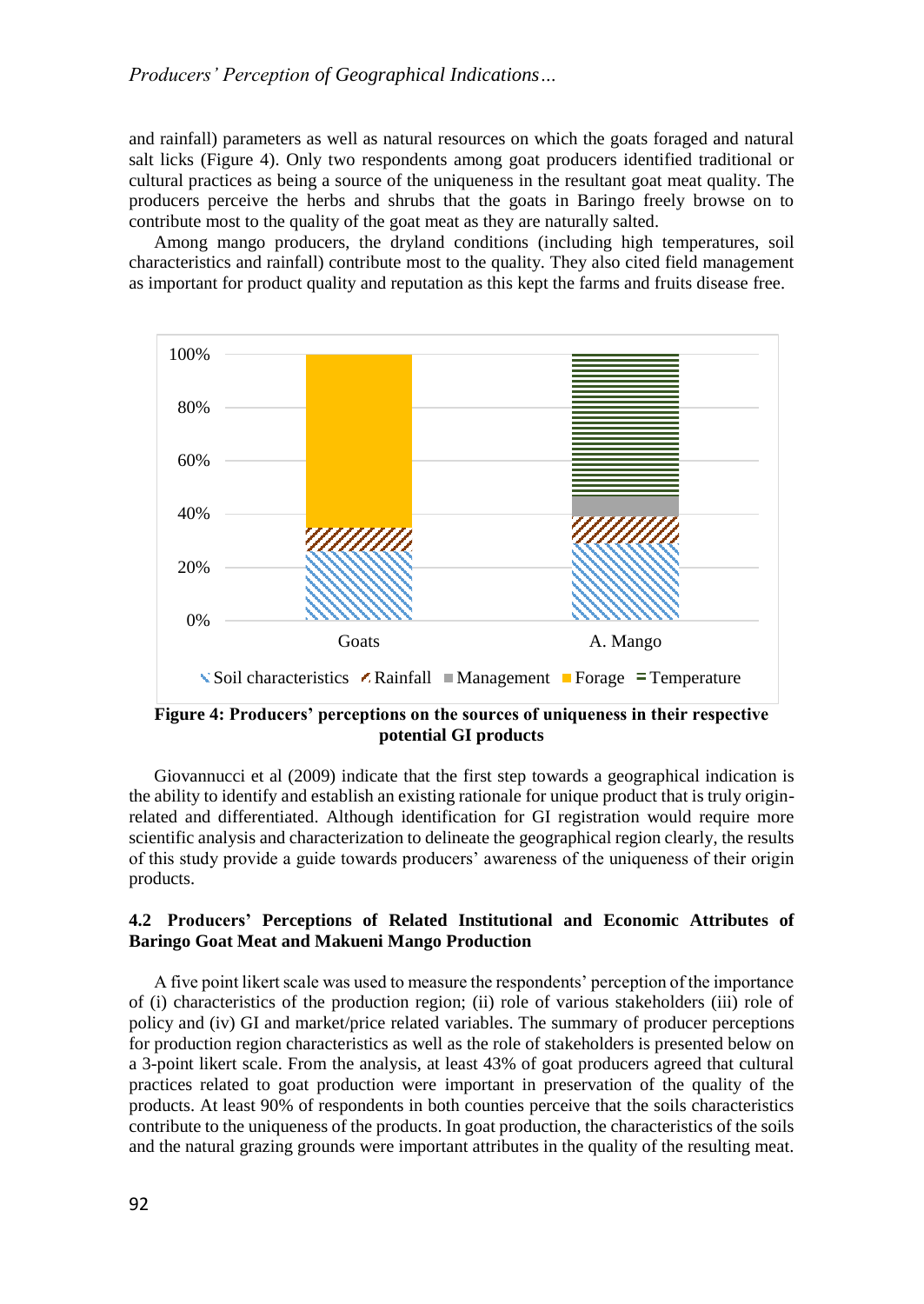and rainfall) parameters as well as natural resources on which the goats foraged and natural salt licks (Figure 4). Only two respondents among goat producers identified traditional or cultural practices as being a source of the uniqueness in the resultant goat meat quality. The producers perceive the herbs and shrubs that the goats in Baringo freely browse on to contribute most to the quality of the goat meat as they are naturally salted.

Among mango producers, the dryland conditions (including high temperatures, soil characteristics and rainfall) contribute most to the quality. They also cited field management as important for product quality and reputation as this kept the farms and fruits disease free.

**Figure 4: Producers' perceptions on the sources of uniqueness in their respective potential GI products**

Giovannucci et al (2009) indicate that the first step towards a geographical indication is the ability to identify and establish an existing rationale for unique product that is truly origin-related and differentiated. Although identification for GI registration would require more scientific analysis and characterization to delineate the geographical region clearly, the results of this study provide a guide towards producers' awareness of the uniqueness of their origin products.

### 4.2 Producers' Perceptions of Related Institutional and Economic Attributes of Baringo Goat Meat and Makueni Mango Production

A five point likert scale was used to measure the respondents' perception of the importance of (i) characteristics of the production region; (ii) role of various stakeholders (iii) role of policy and (iv) GI and market/price related variables. The summary of producer perceptions for production region characteristics as well as the role of stakeholders is presented below on a 3-point likert scale. From the analysis, at least 43% of goat producers agreed that cultural practices related to goat production were important in preservation of the quality of the products. At least 90% of respondents in both counties perceive that the soils characteristics contribute to the uniqueness of the products. In goat production, the characteristics of the soils and the natural grazing grounds were important attributes in the quality of the resulting meat.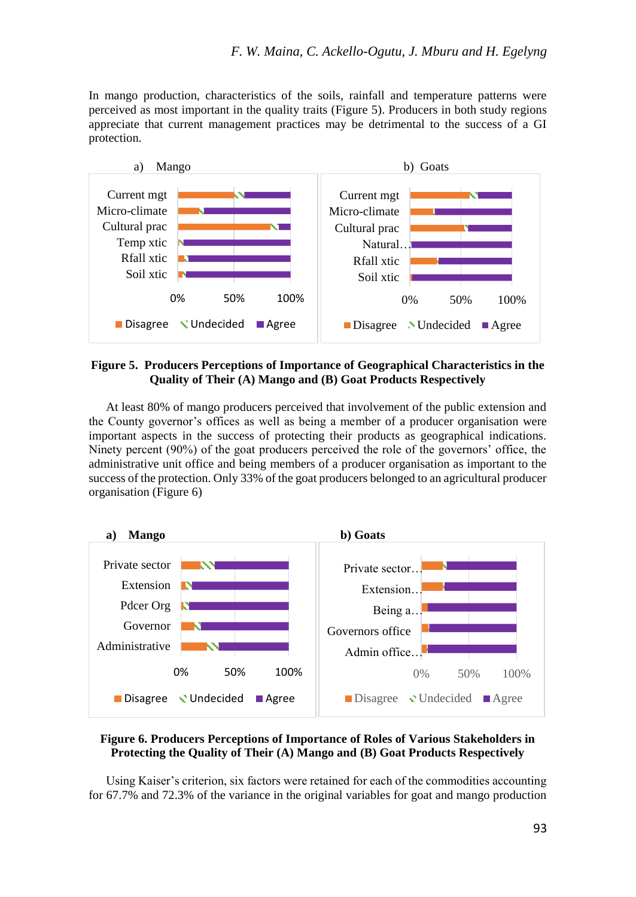In mango production, characteristics of the soils, rainfall and temperature patterns were perceived as most important in the quality traits (Figure 5). Producers in both study regions appreciate that current management practices may be detrimental to the success of a GI protection.

**Figure 5. Producers Perceptions of Importance of Geographical Characteristics in the Quality of Their (A) Mango and (B) Goat Products Respectively**

At least 80% of mango producers perceived that involvement of the public extension and the County governor's offices as well as being a member of a producer organisation were important aspects in the success of protecting their products as geographical indications. Ninety percent (90%) of the goat producers perceived the role of the governors' office, the administrative unit office and being members of a producer organisation as important to the success of the protection. Only 33% of the goat producers belonged to an agricultural producer organisation (Figure 6)

**Figure 6. Producers Perceptions of Importance of Roles of Various Stakeholders in Protecting the Quality of Their (A) Mango and (B) Goat Products Respectively**

Using Kaiser's criterion, six factors were retained for each of the commodities accounting for 67.7% and 72.3% of the variance in the original variables for goat and mango production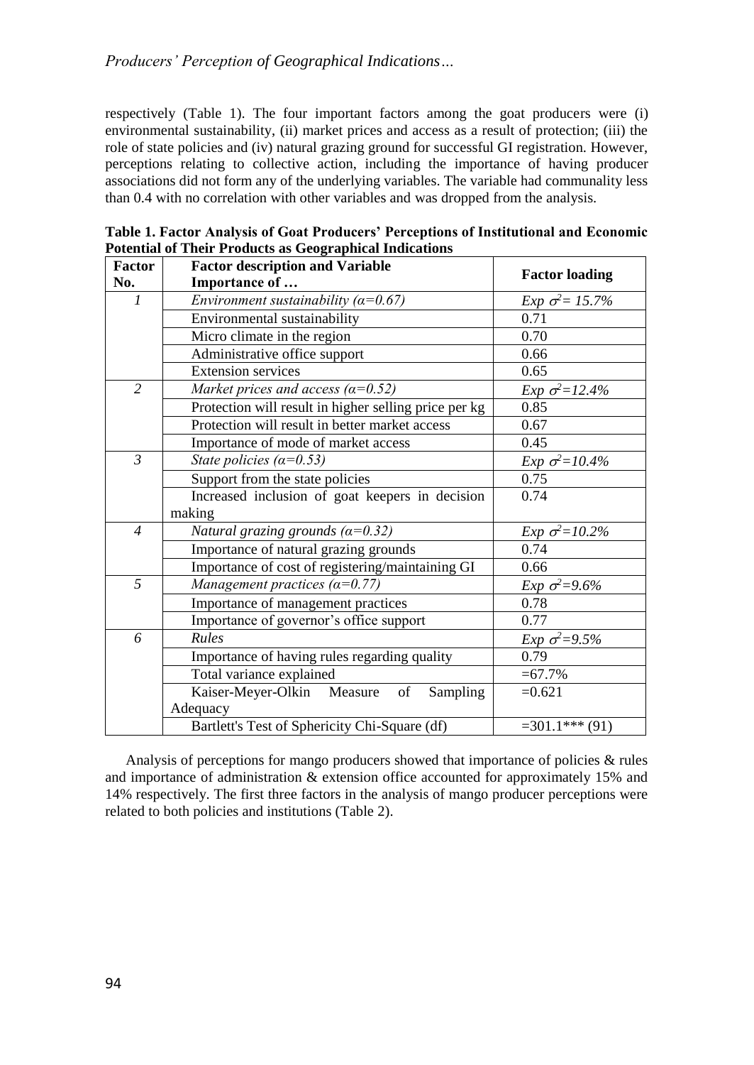respectively (Table 1). The four important factors among the goat producers were (i) environmental sustainability, (ii) market prices and access as a result of protection; (iii) the role of state policies and (iv) natural grazing ground for successful GI registration. However, perceptions relating to collective action, including the importance of having producer associations did not form any of the underlying variables. The variable had communality less than 0.4 with no correlation with other variables and was dropped from the analysis.

**Table 1. Factor Analysis of Goat Producers' Perceptions of Institutional and Economic Potential of Their Products as Geographical Indications**

| Factor No. | Factor description and Variable Importance of … | Factor loading |
|---|---|---|
| *1* | *Environment sustainability ($\alpha$=0.67)* | *Exp $\sigma^2$= 15.7%* |
| | Environmental sustainability | 0.71 |
| | Micro climate in the region | 0.70 |
| | Administrative office support | 0.66 |
| | Extension services | 0.65 |
| *2* | *Market prices and access ($\alpha$=0.52)* | *Exp $\sigma^2$=12.4%* |
| | Protection will result in higher selling price per kg | 0.85 |
| | Protection will result in better market access | 0.67 |
| | Importance of mode of market access | 0.45 |
| *3* | *State policies ($\alpha$=0.53)* | *Exp $\sigma^2$=10.4%* |
| | Support from the state policies | 0.75 |
| | Increased inclusion of goat keepers in decision making | 0.74 |
| *4* | *Natural grazing grounds ($\alpha$=0.32)* | *Exp $\sigma^2$=10.2%* |
| | Importance of natural grazing grounds | 0.74 |
| | Importance of cost of registering/maintaining GI | 0.66 |
| *5* | *Management practices ($\alpha$=0.77)* | *Exp $\sigma^2$=9.6%* |
| | Importance of management practices | 0.78 |
| | Importance of governor's office support | 0.77 |
| *6* | *Rules* | *Exp $\sigma^2$=9.5%* |
| | Importance of having rules regarding quality | 0.79 |
| | Total variance explained | =67.7% |
| | Kaiser-Meyer-Olkin Measure of Sampling Adequacy | =0.621 |
| | Bartlett's Test of Sphericity Chi-Square (df) | =301.1*** (91) |

Analysis of perceptions for mango producers showed that importance of policies & rules and importance of administration & extension office accounted for approximately 15% and 14% respectively. The first three factors in the analysis of mango producer perceptions were related to both policies and institutions (Table 2).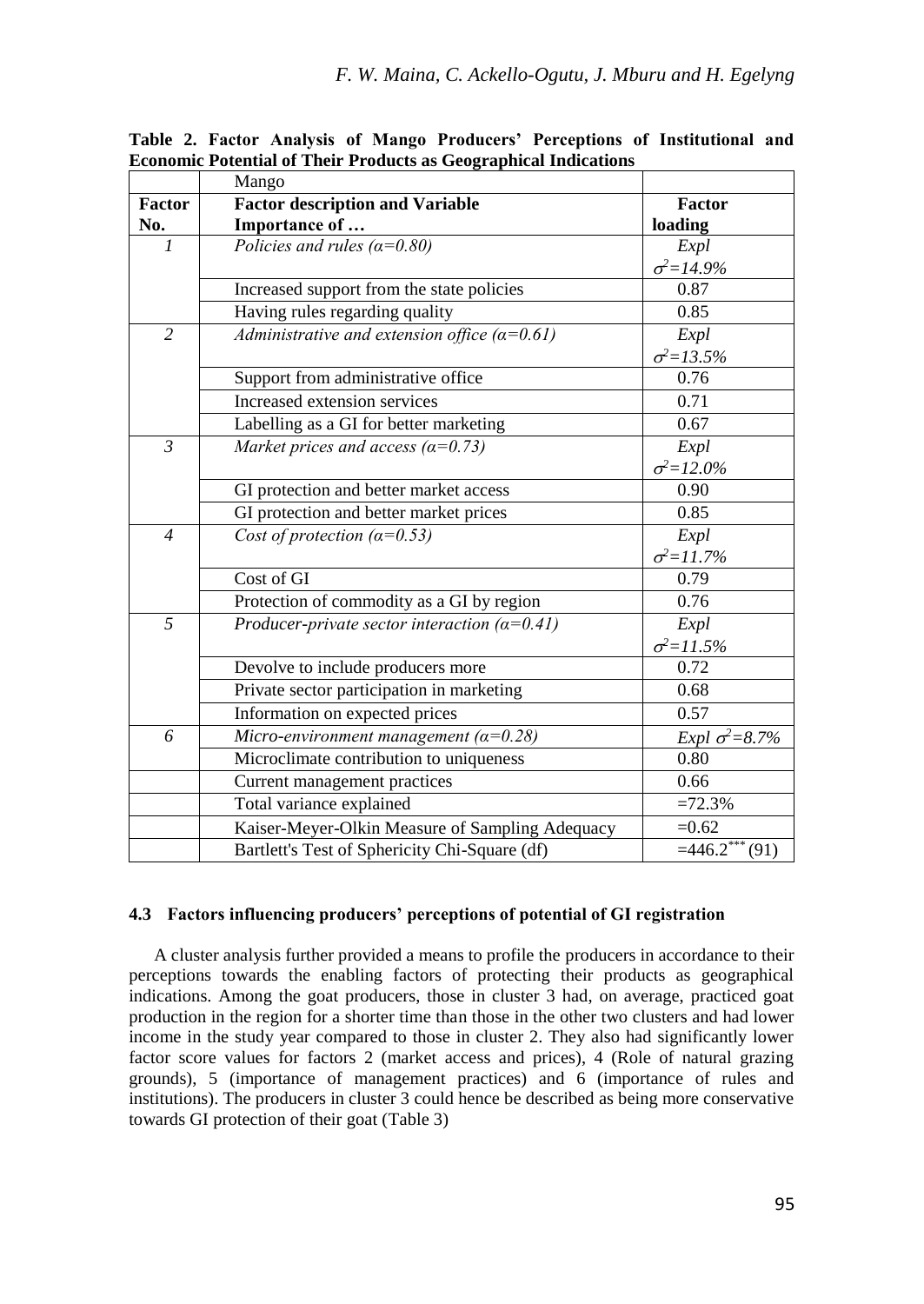**Table 2. Factor Analysis of Mango Producers' Perceptions of Institutional and Economic Potential of Their Products as Geographical Indications**

| | Mango | |
|---|---|---|
| **Factor No.** | **Factor description and Variable Importance of …** | **Factor loading** |
| *1* | *Policies and rules (α=0.80)* | *Expl $\sigma^2$=14.9%* |
| | Increased support from the state policies | 0.87 |
| | Having rules regarding quality | 0.85 |
| *2* | *Administrative and extension office (α=0.61)* | *Expl $\sigma^2$=13.5%* |
| | Support from administrative office | 0.76 |
| | Increased extension services | 0.71 |
| | Labelling as a GI for better marketing | 0.67 |
| *3* | *Market prices and access (α=0.73)* | *Expl $\sigma^2$=12.0%* |
| | GI protection and better market access | 0.90 |
| | GI protection and better market prices | 0.85 |
| *4* | *Cost of protection (α=0.53)* | *Expl $\sigma^2$=11.7%* |
| | Cost of GI | 0.79 |
| | Protection of commodity as a GI by region | 0.76 |
| *5* | *Producer-private sector interaction (α=0.41)* | *Expl $\sigma^2$=11.5%* |
| | Devolve to include producers more | 0.72 |
| | Private sector participation in marketing | 0.68 |
| | Information on expected prices | 0.57 |
| *6* | *Micro-environment management (α=0.28)* | *Expl $\sigma^2$=8.7%* |
| | Microclimate contribution to uniqueness | 0.80 |
| | Current management practices | 0.66 |
| | Total variance explained | =72.3% |
| | Kaiser-Meyer-Olkin Measure of Sampling Adequacy | =0.62 |
| | Bartlett's Test of Sphericity Chi-Square (df) | =446.2*** (91) |

### 4.3 Factors influencing producers' perceptions of potential of GI registration

A cluster analysis further provided a means to profile the producers in accordance to their perceptions towards the enabling factors of protecting their products as geographical indications. Among the goat producers, those in cluster 3 had, on average, practiced goat production in the region for a shorter time than those in the other two clusters and had lower income in the study year compared to those in cluster 2. They also had significantly lower factor score values for factors 2 (market access and prices), 4 (Role of natural grazing grounds), 5 (importance of management practices) and 6 (importance of rules and institutions). The producers in cluster 3 could hence be described as being more conservative towards GI protection of their goat (Table 3)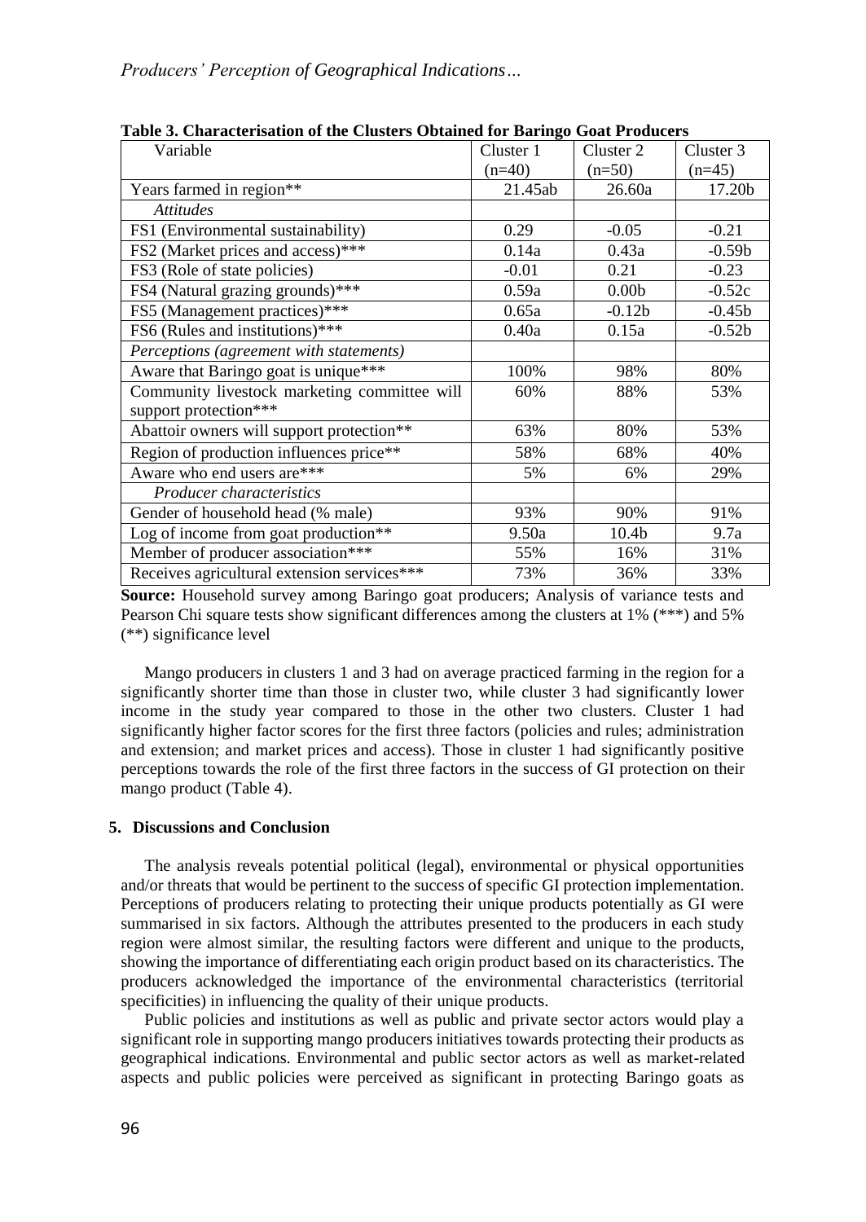**Table 3. Characterisation of the Clusters Obtained for Baringo Goat Producers**

| Variable | Cluster 1 (n=40) | Cluster 2 (n=50) | Cluster 3 (n=45) |
|---|---|---|---|
| Years farmed in region** | 21.45ab | 26.60a | 17.20b |
| *Attitudes* | | | |
| FS1 (Environmental sustainability) | 0.29 | -0.05 | -0.21 |
| FS2 (Market prices and access)*** | 0.14a | 0.43a | -0.59b |
| FS3 (Role of state policies) | -0.01 | 0.21 | -0.23 |
| FS4 (Natural grazing grounds)*** | 0.59a | 0.00b | -0.52c |
| FS5 (Management practices)*** | 0.65a | -0.12b | -0.45b |
| FS6 (Rules and institutions)*** | 0.40a | 0.15a | -0.52b |
| *Perceptions (agreement with statements)* | | | |
| Aware that Baringo goat is unique*** | 100% | 98% | 80% |
| Community livestock marketing committee will support protection*** | 60% | 88% | 53% |
| Abattoir owners will support protection** | 63% | 80% | 53% |
| Region of production influences price** | 58% | 68% | 40% |
| Aware who end users are*** | 5% | 6% | 29% |
| *Producer characteristics* | | | |
| Gender of household head (% male) | 93% | 90% | 91% |
| Log of income from goat production** | 9.50a | 10.4b | 9.7a |
| Member of producer association*** | 55% | 16% | 31% |
| Receives agricultural extension services*** | 73% | 36% | 33% |

**Source:** Household survey among Baringo goat producers; Analysis of variance tests and Pearson Chi square tests show significant differences among the clusters at 1% (***) and 5% (**) significance level

Mango producers in clusters 1 and 3 had on average practiced farming in the region for a significantly shorter time than those in cluster two, while cluster 3 had significantly lower income in the study year compared to those in the other two clusters. Cluster 1 had significantly higher factor scores for the first three factors (policies and rules; administration and extension; and market prices and access). Those in cluster 1 had significantly positive perceptions towards the role of the first three factors in the success of GI protection on their mango product (Table 4).

## 5. Discussions and Conclusion

The analysis reveals potential political (legal), environmental or physical opportunities and/or threats that would be pertinent to the success of specific GI protection implementation. Perceptions of producers relating to protecting their unique products potentially as GI were summarised in six factors. Although the attributes presented to the producers in each study region were almost similar, the resulting factors were different and unique to the products, showing the importance of differentiating each origin product based on its characteristics. The producers acknowledged the importance of the environmental characteristics (territorial specificities) in influencing the quality of their unique products.

Public policies and institutions as well as public and private sector actors would play a significant role in supporting mango producers initiatives towards protecting their products as geographical indications. Environmental and public sector actors as well as market-related aspects and public policies were perceived as significant in protecting Baringo goats as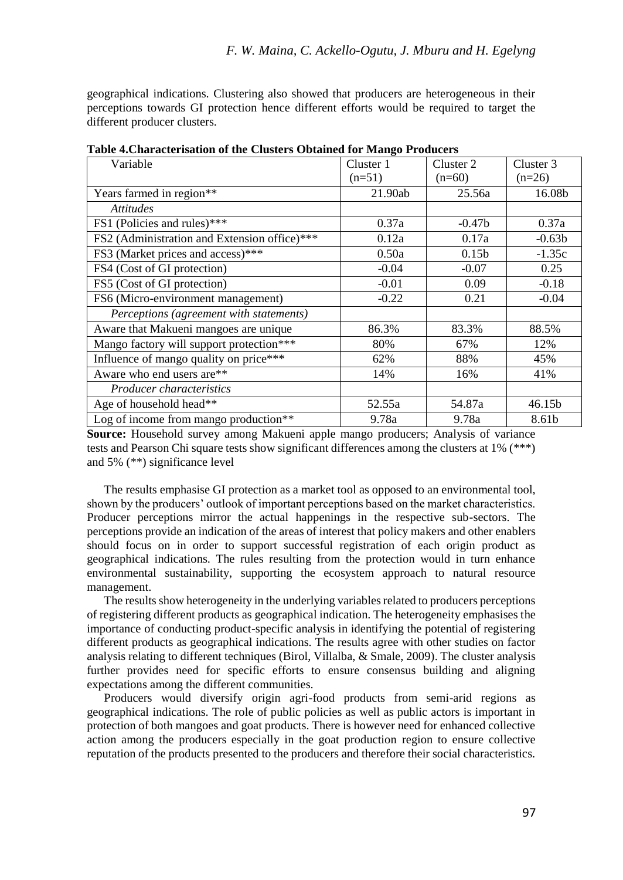geographical indications. Clustering also showed that producers are heterogeneous in their perceptions towards GI protection hence different efforts would be required to target the different producer clusters.

**Table 4.Characterisation of the Clusters Obtained for Mango Producers**

| Variable | Cluster 1 (n=51) | Cluster 2 (n=60) | Cluster 3 (n=26) |
|---|---|---|---|
| Years farmed in region** | 21.90ab | 25.56a | 16.08b |
| *Attitudes* | | | |
| FS1 (Policies and rules)*** | 0.37a | -0.47b | 0.37a |
| FS2 (Administration and Extension office)*** | 0.12a | 0.17a | -0.63b |
| FS3 (Market prices and access)*** | 0.50a | 0.15b | -1.35c |
| FS4 (Cost of GI protection) | -0.04 | -0.07 | 0.25 |
| FS5 (Cost of GI protection) | -0.01 | 0.09 | -0.18 |
| FS6 (Micro-environment management) | -0.22 | 0.21 | -0.04 |
| *Perceptions (agreement with statements)* | | | |
| Aware that Makueni mangoes are unique | 86.3% | 83.3% | 88.5% |
| Mango factory will support protection*** | 80% | 67% | 12% |
| Influence of mango quality on price*** | 62% | 88% | 45% |
| Aware who end users are** | 14% | 16% | 41% |
| *Producer characteristics* | | | |
| Age of household head** | 52.55a | 54.87a | 46.15b |
| Log of income from mango production** | 9.78a | 9.78a | 8.61b |

**Source:** Household survey among Makueni apple mango producers; Analysis of variance tests and Pearson Chi square tests show significant differences among the clusters at 1% (***) and 5% (**) significance level

The results emphasise GI protection as a market tool as opposed to an environmental tool, shown by the producers' outlook of important perceptions based on the market characteristics. Producer perceptions mirror the actual happenings in the respective sub-sectors. The perceptions provide an indication of the areas of interest that policy makers and other enablers should focus on in order to support successful registration of each origin product as geographical indications. The rules resulting from the protection would in turn enhance environmental sustainability, supporting the ecosystem approach to natural resource management.

The results show heterogeneity in the underlying variables related to producers perceptions of registering different products as geographical indication. The heterogeneity emphasises the importance of conducting product-specific analysis in identifying the potential of registering different products as geographical indications. The results agree with other studies on factor analysis relating to different techniques (Birol, Villalba, & Smale, 2009). The cluster analysis further provides need for specific efforts to ensure consensus building and aligning expectations among the different communities.

Producers would diversify origin agri-food products from semi-arid regions as geographical indications. The role of public policies as well as public actors is important in protection of both mangoes and goat products. There is however need for enhanced collective action among the producers especially in the goat production region to ensure collective reputation of the products presented to the producers and therefore their social characteristics.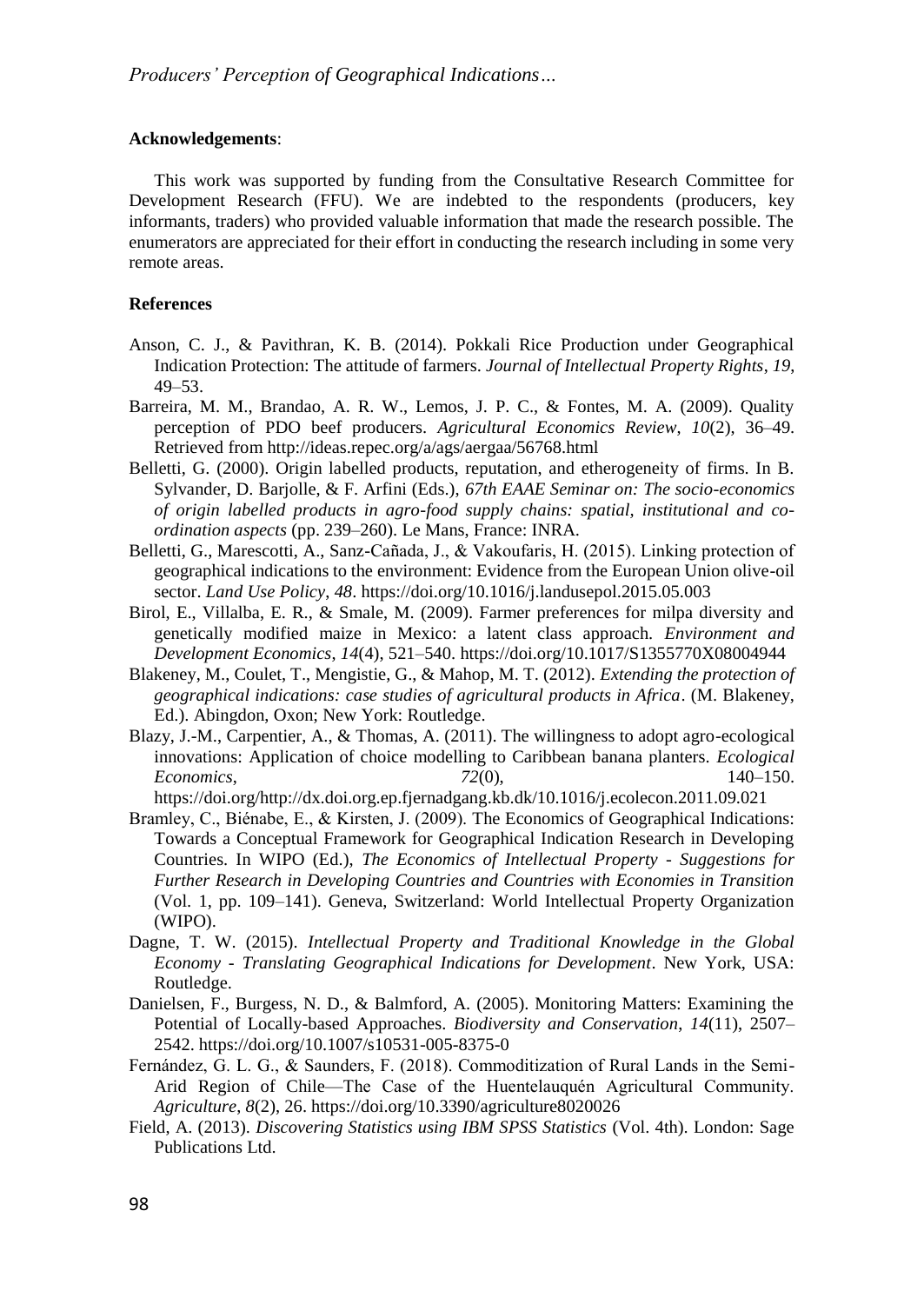**Acknowledgements**:

This work was supported by funding from the Consultative Research Committee for Development Research (FFU). We are indebted to the respondents (producers, key informants, traders) who provided valuable information that made the research possible. The enumerators are appreciated for their effort in conducting the research including in some very remote areas.

**References**

Anson, C. J., & Pavithran, K. B. (2014). Pokkali Rice Production under Geographical Indication Protection: The attitude of farmers. *Journal of Intellectual Property Rights*, *19*, 49–53.

Barreira, M. M., Brandao, A. R. W., Lemos, J. P. C., & Fontes, M. A. (2009). Quality perception of PDO beef producers. *Agricultural Economics Review*, *10*(2), 36–49. Retrieved from http://ideas.repec.org/a/ags/aergaa/56768.html

Belletti, G. (2000). Origin labelled products, reputation, and etherogeneity of firms. In B. Sylvander, D. Barjolle, & F. Arfini (Eds.), *67th EAAE Seminar on: The socio-economics of origin labelled products in agro-food supply chains: spatial, institutional and co-ordination aspects* (pp. 239–260). Le Mans, France: INRA.

Belletti, G., Marescotti, A., Sanz-Cañada, J., & Vakoufaris, H. (2015). Linking protection of geographical indications to the environment: Evidence from the European Union olive-oil sector. *Land Use Policy*, *48*. https://doi.org/10.1016/j.landusepol.2015.05.003

Birol, E., Villalba, E. R., & Smale, M. (2009). Farmer preferences for milpa diversity and genetically modified maize in Mexico: a latent class approach. *Environment and Development Economics*, *14*(4), 521–540. https://doi.org/10.1017/S1355770X08004944

Blakeney, M., Coulet, T., Mengistie, G., & Mahop, M. T. (2012). *Extending the protection of geographical indications: case studies of agricultural products in Africa*. (M. Blakeney, Ed.). Abingdon, Oxon; New York: Routledge.

Blazy, J.-M., Carpentier, A., & Thomas, A. (2011). The willingness to adopt agro-ecological innovations: Application of choice modelling to Caribbean banana planters. *Ecological Economics*, *72*(0), 140–150. https://doi.org/http://dx.doi.org.ep.fjernadgang.kb.dk/10.1016/j.ecolecon.2011.09.021

Bramley, C., Biénabe, E., & Kirsten, J. (2009). The Economics of Geographical Indications: Towards a Conceptual Framework for Geographical Indication Research in Developing Countries. In WIPO (Ed.), *The Economics of Intellectual Property - Suggestions for Further Research in Developing Countries and Countries with Economies in Transition* (Vol. 1, pp. 109–141). Geneva, Switzerland: World Intellectual Property Organization (WIPO).

Dagne, T. W. (2015). *Intellectual Property and Traditional Knowledge in the Global Economy - Translating Geographical Indications for Development*. New York, USA: Routledge.

Danielsen, F., Burgess, N. D., & Balmford, A. (2005). Monitoring Matters: Examining the Potential of Locally-based Approaches. *Biodiversity and Conservation*, *14*(11), 2507–2542. https://doi.org/10.1007/s10531-005-8375-0

Fernández, G. L. G., & Saunders, F. (2018). Commoditization of Rural Lands in the Semi-Arid Region of Chile—The Case of the Huentelauquén Agricultural Community. *Agriculture*, *8*(2), 26. https://doi.org/10.3390/agriculture8020026

Field, A. (2013). *Discovering Statistics using IBM SPSS Statistics* (Vol. 4th). London: Sage Publications Ltd.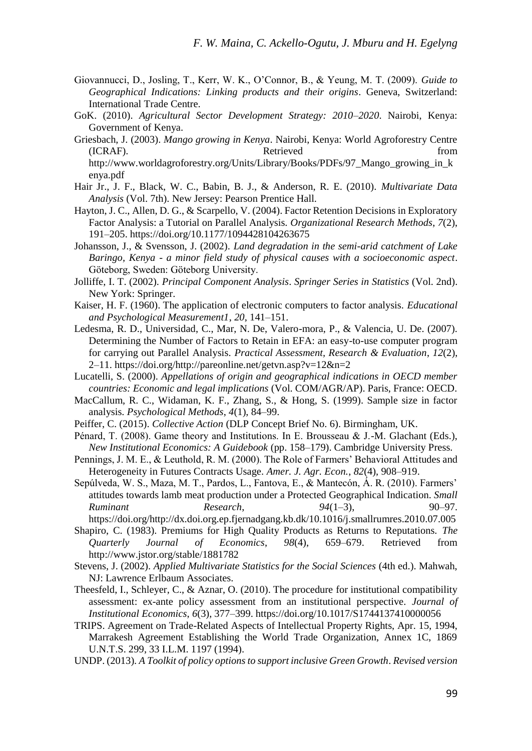Giovannucci, D., Josling, T., Kerr, W. K., O'Connor, B., & Yeung, M. T. (2009). *Guide to Geographical Indications: Linking products and their origins*. Geneva, Switzerland: International Trade Centre.

GoK. (2010). *Agricultural Sector Development Strategy: 2010–2020*. Nairobi, Kenya: Government of Kenya.

Griesbach, J. (2003). *Mango growing in Kenya*. Nairobi, Kenya: World Agroforestry Centre (ICRAF). Retrieved from http://www.worldagroforestry.org/Units/Library/Books/PDFs/97_Mango_growing_in_kenya.pdf

Hair Jr., J. F., Black, W. C., Babin, B. J., & Anderson, R. E. (2010). *Multivariate Data Analysis* (Vol. 7th). New Jersey: Pearson Prentice Hall.

Hayton, J. C., Allen, D. G., & Scarpello, V. (2004). Factor Retention Decisions in Exploratory Factor Analysis: a Tutorial on Parallel Analysis. *Organizational Research Methods*, *7*(2), 191–205. https://doi.org/10.1177/1094428104263675

Johansson, J., & Svensson, J. (2002). *Land degradation in the semi-arid catchment of Lake Baringo, Kenya - a minor field study of physical causes with a socioeconomic aspect*. Göteborg, Sweden: Göteborg University.

Jolliffe, I. T. (2002). *Principal Component Analysis*. *Springer Series in Statistics* (Vol. 2nd). New York: Springer.

Kaiser, H. F. (1960). The application of electronic computers to factor analysis. *Educational and Psychological Measurement1*, *20*, 141–151.

Ledesma, R. D., Universidad, C., Mar, N. De, Valero-mora, P., & Valencia, U. De. (2007). Determining the Number of Factors to Retain in EFA: an easy-to-use computer program for carrying out Parallel Analysis. *Practical Assessment, Research & Evaluation*, *12*(2), 2–11. https://doi.org/http://pareonline.net/getvn.asp?v=12&n=2

Lucatelli, S. (2000). *Appellations of origin and geographical indications in OECD member countries: Economic and legal implications* (Vol. COM/AGR/AP). Paris, France: OECD.

MacCallum, R. C., Widaman, K. F., Zhang, S., & Hong, S. (1999). Sample size in factor analysis. *Psychological Methods*, *4*(1), 84–99.

Peiffer, C. (2015). *Collective Action* (DLP Concept Brief No. 6). Birmingham, UK.

Pénard, T. (2008). Game theory and Institutions. In E. Brousseau & J.-M. Glachant (Eds.), *New Institutional Economics: A Guidebook* (pp. 158–179). Cambridge University Press.

Pennings, J. M. E., & Leuthold, R. M. (2000). The Role of Farmers' Behavioral Attitudes and Heterogeneity in Futures Contracts Usage. *Amer. J. Agr. Econ.*, *82*(4), 908–919.

Sepúlveda, W. S., Maza, M. T., Pardos, L., Fantova, E., & Mantecón, Á. R. (2010). Farmers' attitudes towards lamb meat production under a Protected Geographical Indication. *Small Ruminant Research*, *94*(1–3), 90–97. https://doi.org/http://dx.doi.org.ep.fjernadgang.kb.dk/10.1016/j.smallrumres.2010.07.005

Shapiro, C. (1983). Premiums for High Quality Products as Returns to Reputations. *The Quarterly Journal of Economics*, *98*(4), 659–679. Retrieved from http://www.jstor.org/stable/1881782

Stevens, J. (2002). *Applied Multivariate Statistics for the Social Sciences* (4th ed.). Mahwah, NJ: Lawrence Erlbaum Associates.

Theesfeld, I., Schleyer, C., & Aznar, O. (2010). The procedure for institutional compatibility assessment: ex-ante policy assessment from an institutional perspective. *Journal of Institutional Economics*, *6*(3), 377–399. https://doi.org/10.1017/S1744137410000056

TRIPS. Agreement on Trade-Related Aspects of Intellectual Property Rights, Apr. 15, 1994, Marrakesh Agreement Establishing the World Trade Organization, Annex 1C, 1869 U.N.T.S. 299, 33 I.L.M. 1197 (1994).

UNDP. (2013). *A Toolkit of policy options to support inclusive Green Growth*. *Revised version*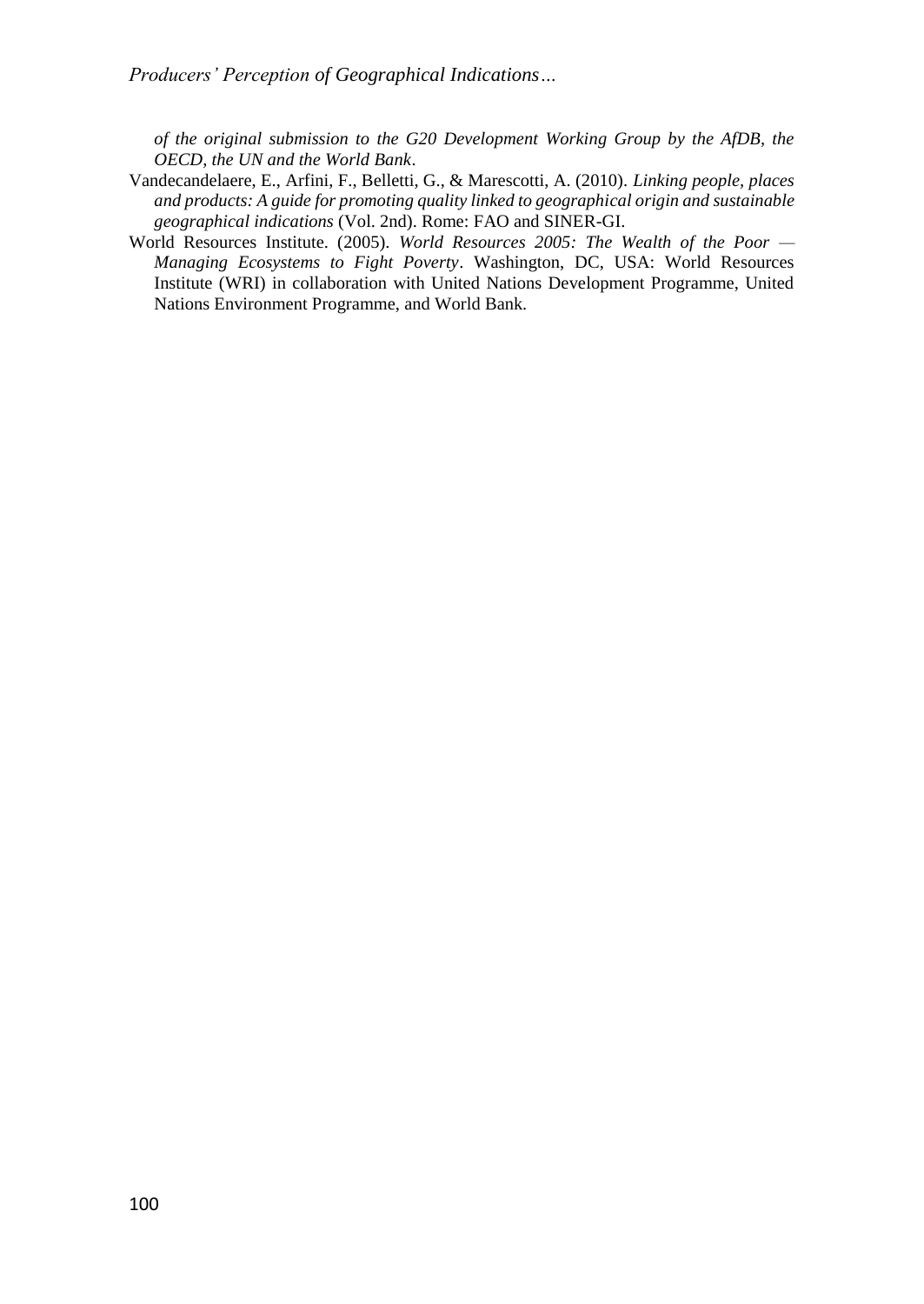*of the original submission to the G20 Development Working Group by the AfDB, the OECD, the UN and the World Bank*.

Vandecandelaere, E., Arfini, F., Belletti, G., & Marescotti, A. (2010). *Linking people, places and products: A guide for promoting quality linked to geographical origin and sustainable geographical indications* (Vol. 2nd). Rome: FAO and SINER-GI.

World Resources Institute. (2005). *World Resources 2005: The Wealth of the Poor — Managing Ecosystems to Fight Poverty*. Washington, DC, USA: World Resources Institute (WRI) in collaboration with United Nations Development Programme, United Nations Environment Programme, and World Bank.